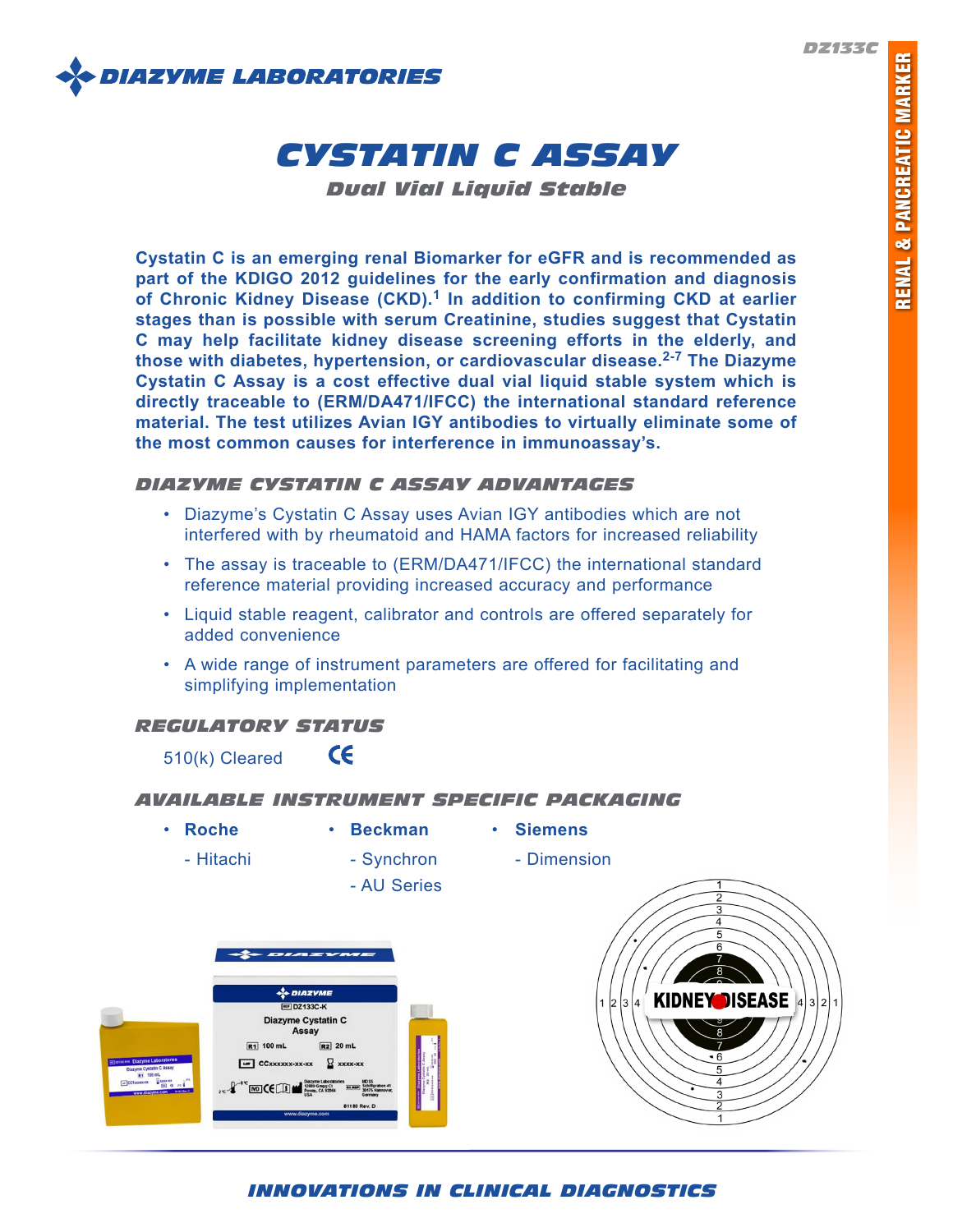DZ133C

DIAZYME LABORATORIES

RENAL & PANCREATIC MARKER

# CYSTATIN C ASSAY

## Dual Vial Liquid Stable

**Cystatin C is an emerging renal Biomarker for eGFR and is recommended as part of the KDIGO 2012 guidelines for the early confirmation and diagnosis of Chronic Kidney Disease (CKD).[1] In addition to confirming CKD at earlier stages than is possible with serum Creatinine, studies suggest that Cystatin C may help facilitate kidney disease screening efforts in the elderly, and those with diabetes, hypertension, or cardiovascular disease.[2-7] The Diazyme Cystatin C Assay is a cost effective dual vial liquid stable system which is directly traceable to (ERM/DA471/IFCC) the international standard reference material. The test utilizes Avian IGY antibodies to virtually eliminate some of the most common causes for interference in immunoassay's.**

### DIAZYME CYSTATIN C ASSAY ADVANTAGES

- Diazyme's Cystatin C Assay uses Avian IGY antibodies which are not interfered with by rheumatoid and HAMA factors for increased reliability
- The assay is traceable to (ERM/DA471/IFCC) the international standard reference material providing increased accuracy and performance
- Liquid stable reagent, calibrator and controls are offered separately for added convenience
- A wide range of instrument parameters are offered for facilitating and simplifying implementation

### REGULATORY STATUS

510(k) Cleared CE

### AVAILABLE INSTRUMENT SPECIFIC PACKAGING

- **Roche**
  - Hitachi
- **Beckman**
  - Synchron
  - AU Series
- **Siemens**
  - Dimension

### INNOVATIONS IN CLINICAL DIAGNOSTICS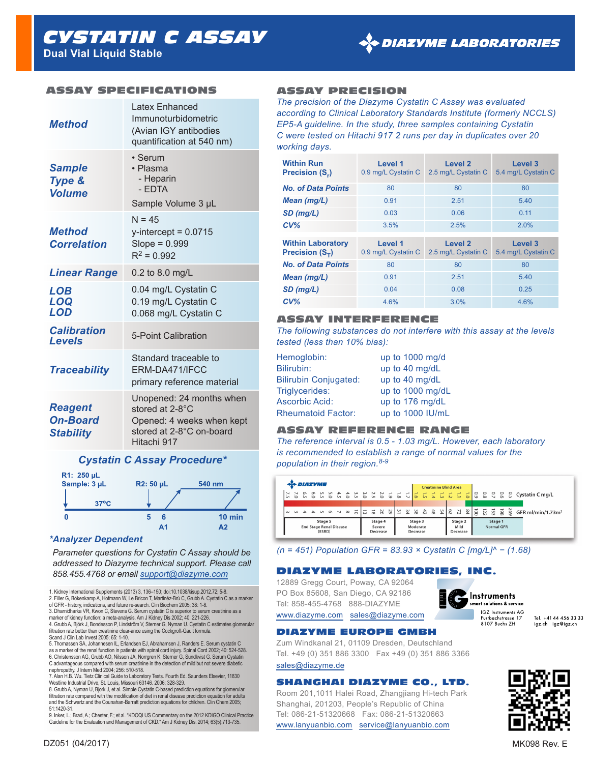# CYSTATIN C ASSAY

Dual Vial Liquid Stable

DIAZYME LABORATORIES

## ASSAY SPECIFICATIONS

| | |
|---|---|
| **Method** | Latex Enhanced Immunoturbidometric (Avian IGY antibodies quantification at 540 nm) |
| **Sample Type & Volume** | • Serum<br>• Plasma<br>- Heparin<br>- EDTA<br>Sample Volume 3 µL |
| **Method Correlation** | N = 45<br>y-intercept = 0.0715<br>Slope = 0.999<br>$R^2$ = 0.992 |
| **Linear Range** | 0.2 to 8.0 mg/L |
| **LOB**<br>**LOQ**<br>**LOD** | 0.04 mg/L Cystatin C<br>0.19 mg/L Cystatin C<br>0.068 mg/L Cystatin C |
| **Calibration Levels** | 5-Point Calibration |
| **Traceability** | Standard traceable to ERM-DA471/IFCC primary reference material |
| **Reagent On-Board Stability** | Unopened: 24 months when stored at 2-8°C<br>Opened: 4 weeks when kept stored at 2-8°C on-board Hitachi 917 |

### Cystatin C Assay Procedure*

R1: 250 µL
Sample: 3 µL
R2: 50 µL
540 nm
37°C
0 5 6 10 min
A1 A2

*Analyzer Dependent

*Parameter questions for Cystatin C Assay should be addressed to Diazyme technical support. Please call 858.455.4768 or email support@diazyme.com*

1. Kidney International Supplements (2013) 3, 136–150; doi:10.1038/kisup.2012.72; 5-8.
2. Filler G, Bökenkamp A, Hofmann W, Le Bricon T, Martinéz-Brú C, Grubb A. Cystatin C as a marker of GFR - history, indications, and future re-search. Clin Biochem 2005; 38: 1-8.
3. Dharnidharka VR, Kwon C, Stevens G. Serum cystatin C is superior to serum creatinine as a marker of kidney function: a meta-analysis. Am J Kidney Dis 2002; 40: 221-226.
4. Grubb A, Björk J, Bondesson P, Lindström V, Sterner G, Nyman U. Cystatin C estimates glomerular filtration rate better than creatinine clear-ance using the Cockgroft-Gault formula. Scand J Clin Lab Invest 2005; 65: 1-10.
5. Thomassen SA, Johannesen IL, Erlandsen EJ, Abrahamsen J, Randers E. Serum cystatin C as a marker of the renal function in patients with spinal cord injury. Spinal Cord 2002; 40: 524-528.
6. Christensson AG, Grubb AO, Nilsson JA, Norrgren K, Sterner G, Sundkvist G. Serum Cystatin C advantageous compared with serum creatinine in the detection of mild but not severe diabetic nephropathy. J Intern Med 2004; 256: 510-518.
7. Alan H.B. Wu. Tietz Clinical Guide to Laboratory Tests. Fourth Ed. Saunders Elsevier, 11830 Westline Industrial Drive, St. Louis, Missouri 63146. 2006; 328-329.
8. Grubb A, Nyman U, Bjork J, et al. Simple Cystatin C-based prediction equations for glomerular filtration rate compared with the modification of diet in renal disease prediction equation for adults and the Schwartz and the Counahan-Barratt prediction equations for children. Clin Chem 2005; 51:1420-31.
9. Inker, L.; Brad, A.; Chester, F.; et al. "KDOQI US Commentary on the 2012 KDIGO Clinical Practice Guideline for the Evaluation and Management of CKD." Am J Kidney Dis. 2014; 63(5):713-735.

## ASSAY PRECISION

*The precision of the Diazyme Cystatin C Assay was evaluated according to Clinical Laboratory Standards Institute (formerly NCCLS) EP5-A guideline. In the study, three samples containing Cystatin C were tested on Hitachi 917 2 runs per day in duplicates over 20 working days.*

| Within Run Precision ($S_r$) | Level 1<br>0.9 mg/L Cystatin C | Level 2<br>2.5 mg/L Cystatin C | Level 3<br>5.4 mg/L Cystatin C |
|---|---|---|---|
| No. of Data Points | 80 | 80 | 80 |
| Mean (mg/L) | 0.91 | 2.51 | 5.40 |
| SD (mg/L) | 0.03 | 0.06 | 0.11 |
| CV% | 3.5% | 2.5% | 2.0% |

| Within Laboratory Precision ($S_T$) | Level 1<br>0.9 mg/L Cystatin C | Level 2<br>2.5 mg/L Cystatin C | Level 3<br>5.4 mg/L Cystatin C |
|---|---|---|---|
| No. of Data Points | 80 | 80 | 80 |
| Mean (mg/L) | 0.91 | 2.51 | 5.40 |
| SD (mg/L) | 0.04 | 0.08 | 0.25 |
| CV% | 4.6% | 3.0% | 4.6% |

## ASSAY INTERFERENCE

*The following substances do not interfere with this assay at the levels tested (less than 10% bias):*

| | |
|---|---|
| Hemoglobin: | up to 1000 mg/d |
| Bilirubin: | up to 40 mg/dL |
| Bilirubin Conjugated: | up to 40 mg/dL |
| Triglycerides: | up to 1000 mg/dL |
| Ascorbic Acid: | up to 176 mg/dL |
| Rheumatoid Factor: | up to 1000 IU/mL |

## ASSAY REFERENCE RANGE

*The reference interval is 0.5 - 1.03 mg/L. However, each laboratory is recommended to establish a range of normal values for the population in their region.[8-9]*

DIAZYME
Creatinine Blind Area
7.5 7.0 6.5 6.0 5.5 5.0 4.5 4.0 3.5 3.0 2.5 2.0 1.9 1.8 1.7 1.6 1.5 1.4 1.3 1.2 1.1 1.0 0.9 0.8 0.7 0.6 0.5 Cystatin C mg/L
3 3 4 4 5 6 7 8 10 13 18 26 29 31 34 38 42 48 54 62 72 84 100 122 153 198 269 GFR ml/min/1.73m²
Stage 5 End Stage Renal Disease (ESRD)
Stage 4 Severe Decrease
Stage 3 Moderate Decrease
Stage 2 Mild Decrease
Stage 1 Normal GFR

*(n = 451) Population GFR = 83.93 × Cystatin C [mg/L]^ − (1.68)*

## DIAZYME LABORATORIES, INC.

12889 Gregg Court, Poway, CA 92064
PO Box 85608, San Diego, CA 92186
Tel: 858-455-4768 888-DIAZYME
www.diazyme.com sales@diazyme.com

IG Instruments
smart solutions & service
IGZ Instruments AG
Furtbachstrasse 17
8107 Buchs ZH
Tel. +41 44 456 33 33
igz.ch igz@igz.ch

## DIAZYME EUROPE GMBH

Zum Windkanal 21, 01109 Dresden, Deutschland
Tel. +49 (0) 351 886 3300 Fax +49 (0) 351 886 3366
sales@diazyme.de

## SHANGHAI DIAZYME CO., LTD.

Room 201,1011 Halei Road, Zhangjiang Hi-tech Park
Shanghai, 201203, People's Republic of China
Tel: 086-21-51320668 Fax: 086-21-51320663
www.lanyuanbio.com service@lanyuanbio.com

DZ051 (04/2017)

MK098 Rev. E